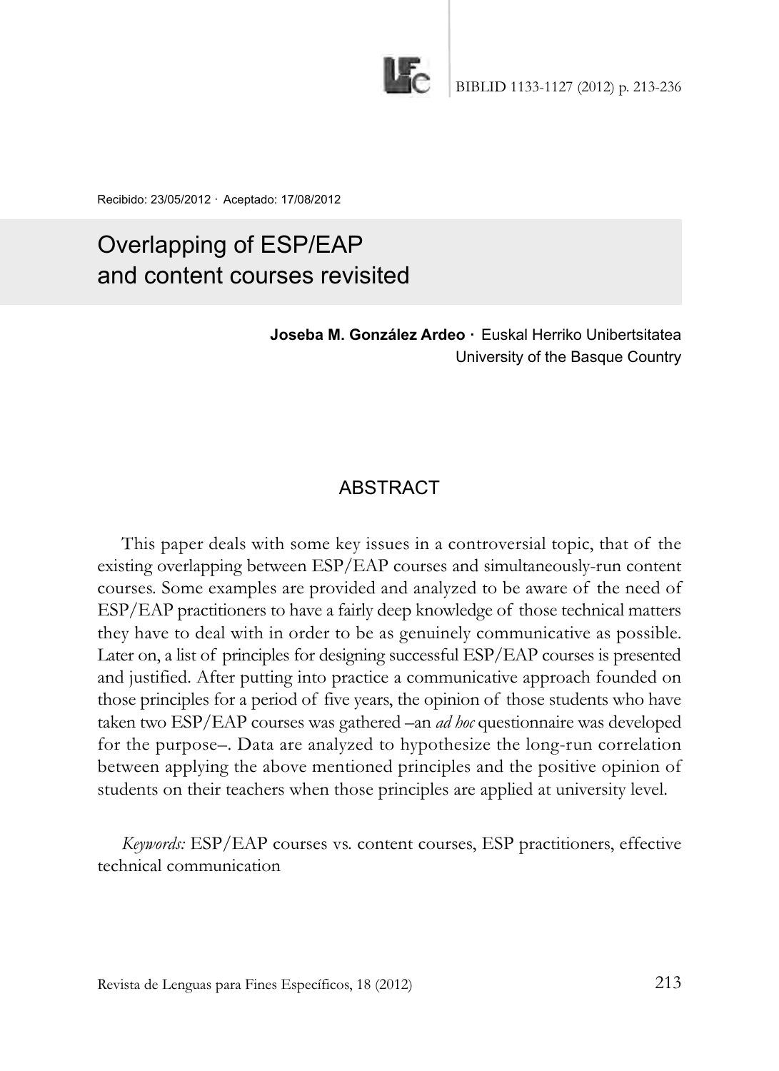Recibido: 23/05/2012 · Aceptado: 17/08/2012

# Overlapping of ESP/EAP and content courses revisited

**Joseba M. González Ardeo** · Euskal Herriko Unibertsitatea
University of the Basque Country

## ABSTRACT

This paper deals with some key issues in a controversial topic, that of the existing overlapping between ESP/EAP courses and simultaneously-run content courses. Some examples are provided and analyzed to be aware of the need of ESP/EAP practitioners to have a fairly deep knowledge of those technical matters they have to deal with in order to be as genuinely communicative as possible. Later on, a list of principles for designing successful ESP/EAP courses is presented and justified. After putting into practice a communicative approach founded on those principles for a period of five years, the opinion of those students who have taken two ESP/EAP courses was gathered –an *ad hoc* questionnaire was developed for the purpose–. Data are analyzed to hypothesize the long-run correlation between applying the above mentioned principles and the positive opinion of students on their teachers when those principles are applied at university level.

*Keywords:* ESP/EAP courses vs. content courses, ESP practitioners, effective technical communication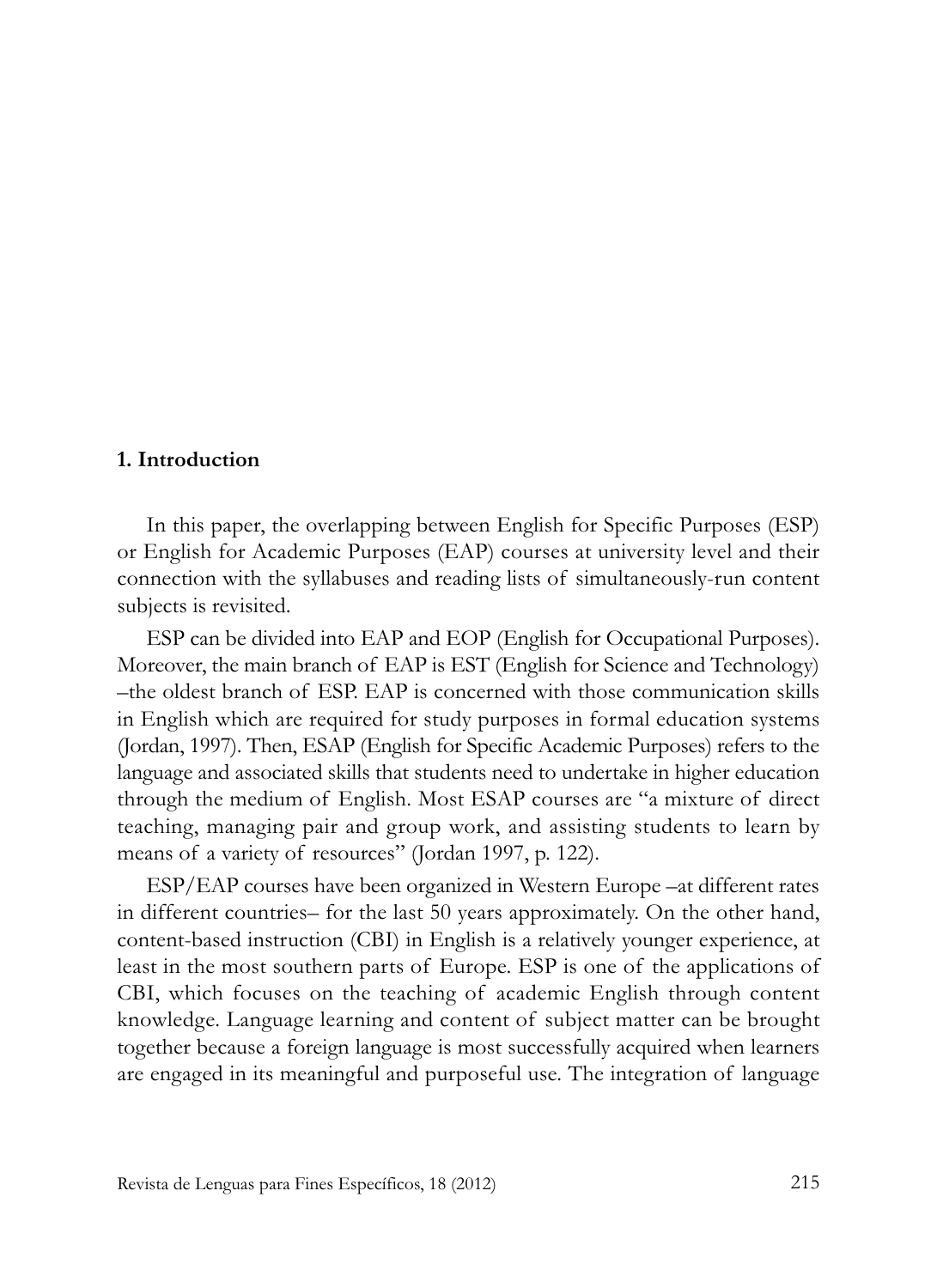## 1. Introduction

In this paper, the overlapping between English for Specific Purposes (ESP) or English for Academic Purposes (EAP) courses at university level and their connection with the syllabuses and reading lists of simultaneously-run content subjects is revisited.

ESP can be divided into EAP and EOP (English for Occupational Purposes). Moreover, the main branch of EAP is EST (English for Science and Technology) –the oldest branch of ESP. EAP is concerned with those communication skills in English which are required for study purposes in formal education systems (Jordan, 1997). Then, ESAP (English for Specific Academic Purposes) refers to the language and associated skills that students need to undertake in higher education through the medium of English. Most ESAP courses are "a mixture of direct teaching, managing pair and group work, and assisting students to learn by means of a variety of resources" (Jordan 1997, p. 122).

ESP/EAP courses have been organized in Western Europe –at different rates in different countries– for the last 50 years approximately. On the other hand, content-based instruction (CBI) in English is a relatively younger experience, at least in the most southern parts of Europe. ESP is one of the applications of CBI, which focuses on the teaching of academic English through content knowledge. Language learning and content of subject matter can be brought together because a foreign language is most successfully acquired when learners are engaged in its meaningful and purposeful use. The integration of language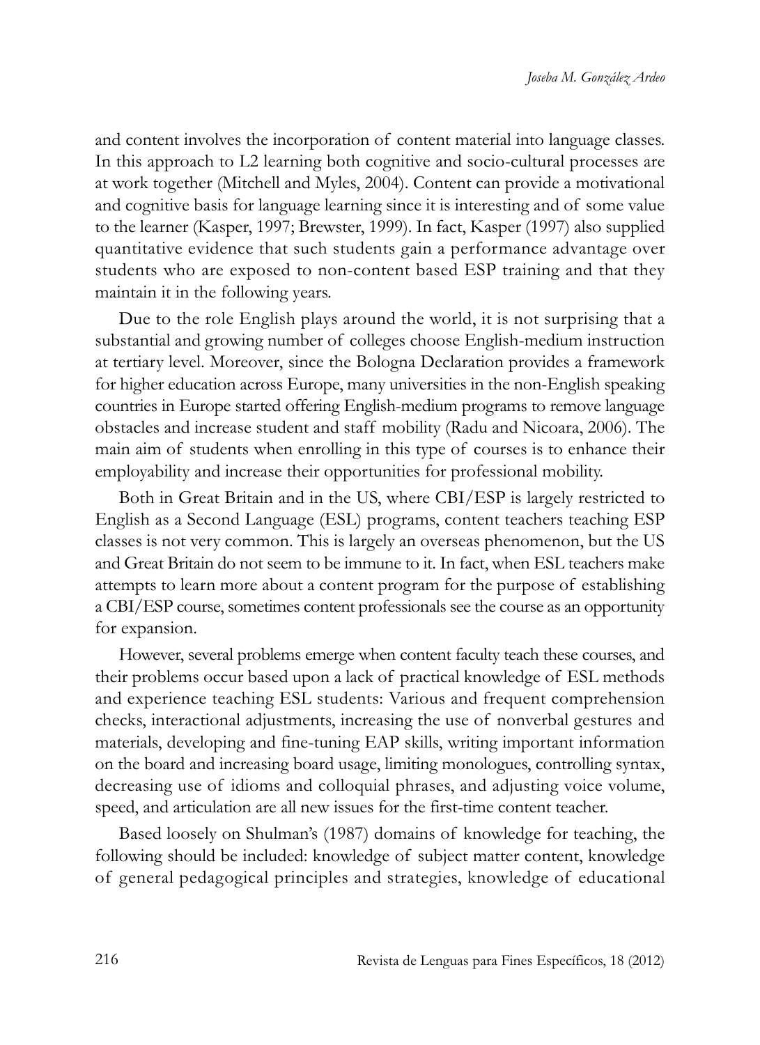and content involves the incorporation of content material into language classes. In this approach to L2 learning both cognitive and socio-cultural processes are at work together (Mitchell and Myles, 2004). Content can provide a motivational and cognitive basis for language learning since it is interesting and of some value to the learner (Kasper, 1997; Brewster, 1999). In fact, Kasper (1997) also supplied quantitative evidence that such students gain a performance advantage over students who are exposed to non-content based ESP training and that they maintain it in the following years.

Due to the role English plays around the world, it is not surprising that a substantial and growing number of colleges choose English-medium instruction at tertiary level. Moreover, since the Bologna Declaration provides a framework for higher education across Europe, many universities in the non-English speaking countries in Europe started offering English-medium programs to remove language obstacles and increase student and staff mobility (Radu and Nicoara, 2006). The main aim of students when enrolling in this type of courses is to enhance their employability and increase their opportunities for professional mobility.

Both in Great Britain and in the US, where CBI/ESP is largely restricted to English as a Second Language (ESL) programs, content teachers teaching ESP classes is not very common. This is largely an overseas phenomenon, but the US and Great Britain do not seem to be immune to it. In fact, when ESL teachers make attempts to learn more about a content program for the purpose of establishing a CBI/ESP course, sometimes content professionals see the course as an opportunity for expansion.

However, several problems emerge when content faculty teach these courses, and their problems occur based upon a lack of practical knowledge of ESL methods and experience teaching ESL students: Various and frequent comprehension checks, interactional adjustments, increasing the use of nonverbal gestures and materials, developing and fine-tuning EAP skills, writing important information on the board and increasing board usage, limiting monologues, controlling syntax, decreasing use of idioms and colloquial phrases, and adjusting voice volume, speed, and articulation are all new issues for the first-time content teacher.

Based loosely on Shulman's (1987) domains of knowledge for teaching, the following should be included: knowledge of subject matter content, knowledge of general pedagogical principles and strategies, knowledge of educational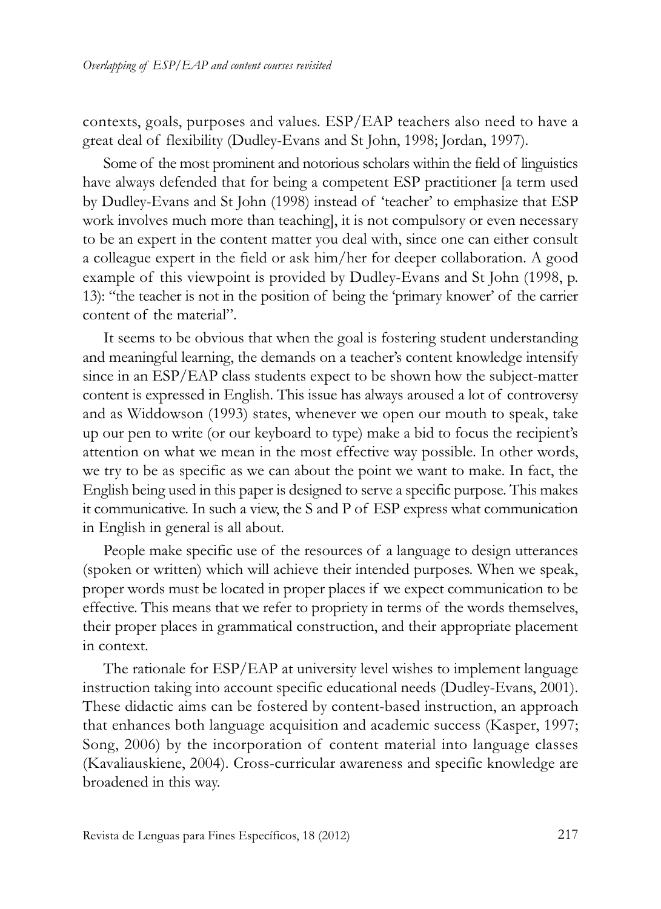contexts, goals, purposes and values. ESP/EAP teachers also need to have a great deal of flexibility (Dudley-Evans and St John, 1998; Jordan, 1997).

Some of the most prominent and notorious scholars within the field of linguistics have always defended that for being a competent ESP practitioner [a term used by Dudley-Evans and St John (1998) instead of 'teacher' to emphasize that ESP work involves much more than teaching], it is not compulsory or even necessary to be an expert in the content matter you deal with, since one can either consult a colleague expert in the field or ask him/her for deeper collaboration. A good example of this viewpoint is provided by Dudley-Evans and St John (1998, p. 13): "the teacher is not in the position of being the 'primary knower' of the carrier content of the material".

It seems to be obvious that when the goal is fostering student understanding and meaningful learning, the demands on a teacher's content knowledge intensify since in an ESP/EAP class students expect to be shown how the subject-matter content is expressed in English. This issue has always aroused a lot of controversy and as Widdowson (1993) states, whenever we open our mouth to speak, take up our pen to write (or our keyboard to type) make a bid to focus the recipient's attention on what we mean in the most effective way possible. In other words, we try to be as specific as we can about the point we want to make. In fact, the English being used in this paper is designed to serve a specific purpose. This makes it communicative. In such a view, the S and P of ESP express what communication in English in general is all about.

People make specific use of the resources of a language to design utterances (spoken or written) which will achieve their intended purposes. When we speak, proper words must be located in proper places if we expect communication to be effective. This means that we refer to propriety in terms of the words themselves, their proper places in grammatical construction, and their appropriate placement in context.

The rationale for ESP/EAP at university level wishes to implement language instruction taking into account specific educational needs (Dudley-Evans, 2001). These didactic aims can be fostered by content-based instruction, an approach that enhances both language acquisition and academic success (Kasper, 1997; Song, 2006) by the incorporation of content material into language classes (Kavaliauskiene, 2004). Cross-curricular awareness and specific knowledge are broadened in this way.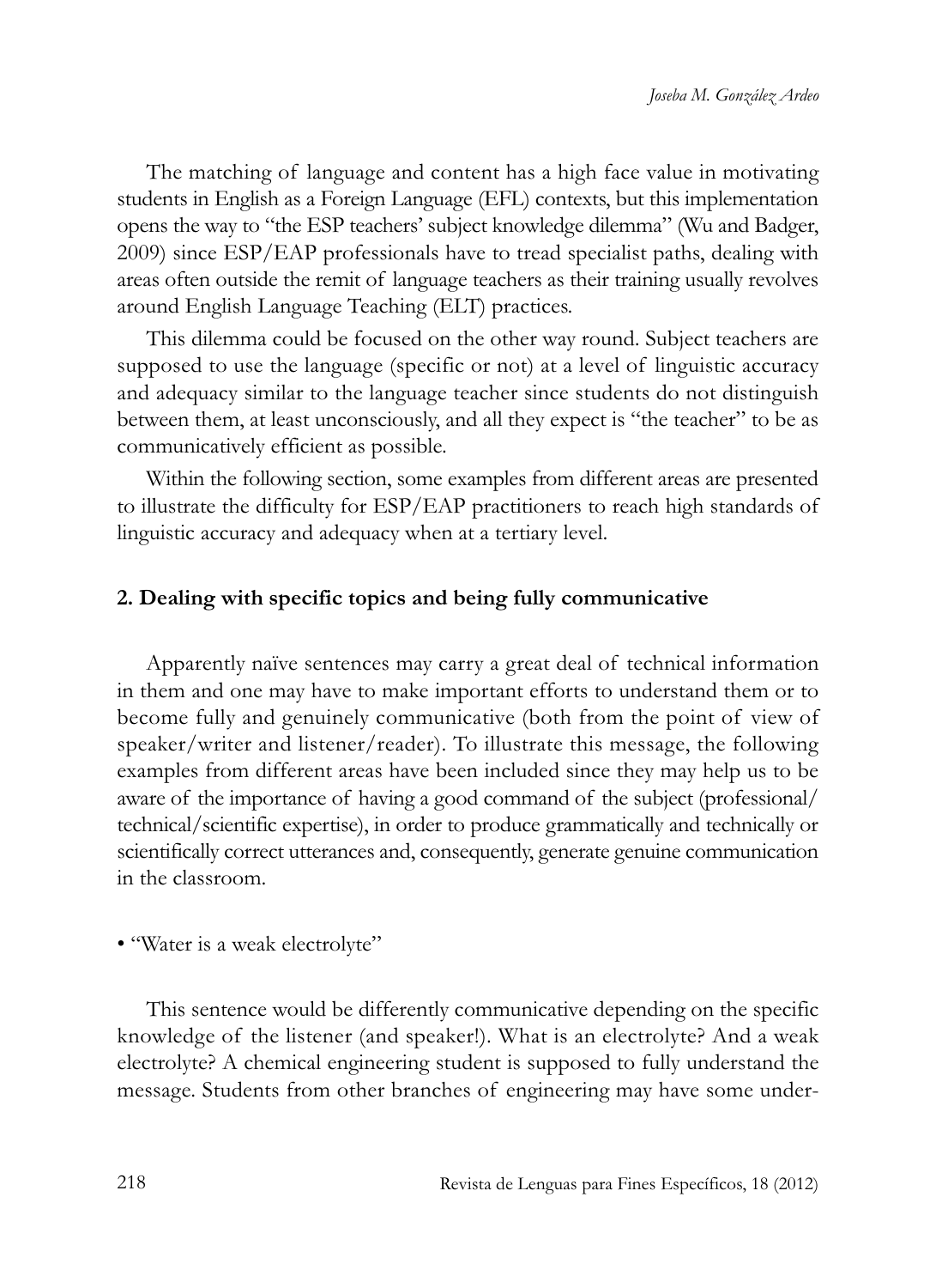The matching of language and content has a high face value in motivating students in English as a Foreign Language (EFL) contexts, but this implementation opens the way to "the ESP teachers' subject knowledge dilemma" (Wu and Badger, 2009) since ESP/EAP professionals have to tread specialist paths, dealing with areas often outside the remit of language teachers as their training usually revolves around English Language Teaching (ELT) practices.

This dilemma could be focused on the other way round. Subject teachers are supposed to use the language (specific or not) at a level of linguistic accuracy and adequacy similar to the language teacher since students do not distinguish between them, at least unconsciously, and all they expect is "the teacher" to be as communicatively efficient as possible.

Within the following section, some examples from different areas are presented to illustrate the difficulty for ESP/EAP practitioners to reach high standards of linguistic accuracy and adequacy when at a tertiary level.

## 2. Dealing with specific topics and being fully communicative

Apparently naïve sentences may carry a great deal of technical information in them and one may have to make important efforts to understand them or to become fully and genuinely communicative (both from the point of view of speaker/writer and listener/reader). To illustrate this message, the following examples from different areas have been included since they may help us to be aware of the importance of having a good command of the subject (professional/technical/scientific expertise), in order to produce grammatically and technically or scientifically correct utterances and, consequently, generate genuine communication in the classroom.

- "Water is a weak electrolyte"

This sentence would be differently communicative depending on the specific knowledge of the listener (and speaker!). What is an electrolyte? And a weak electrolyte? A chemical engineering student is supposed to fully understand the message. Students from other branches of engineering may have some under-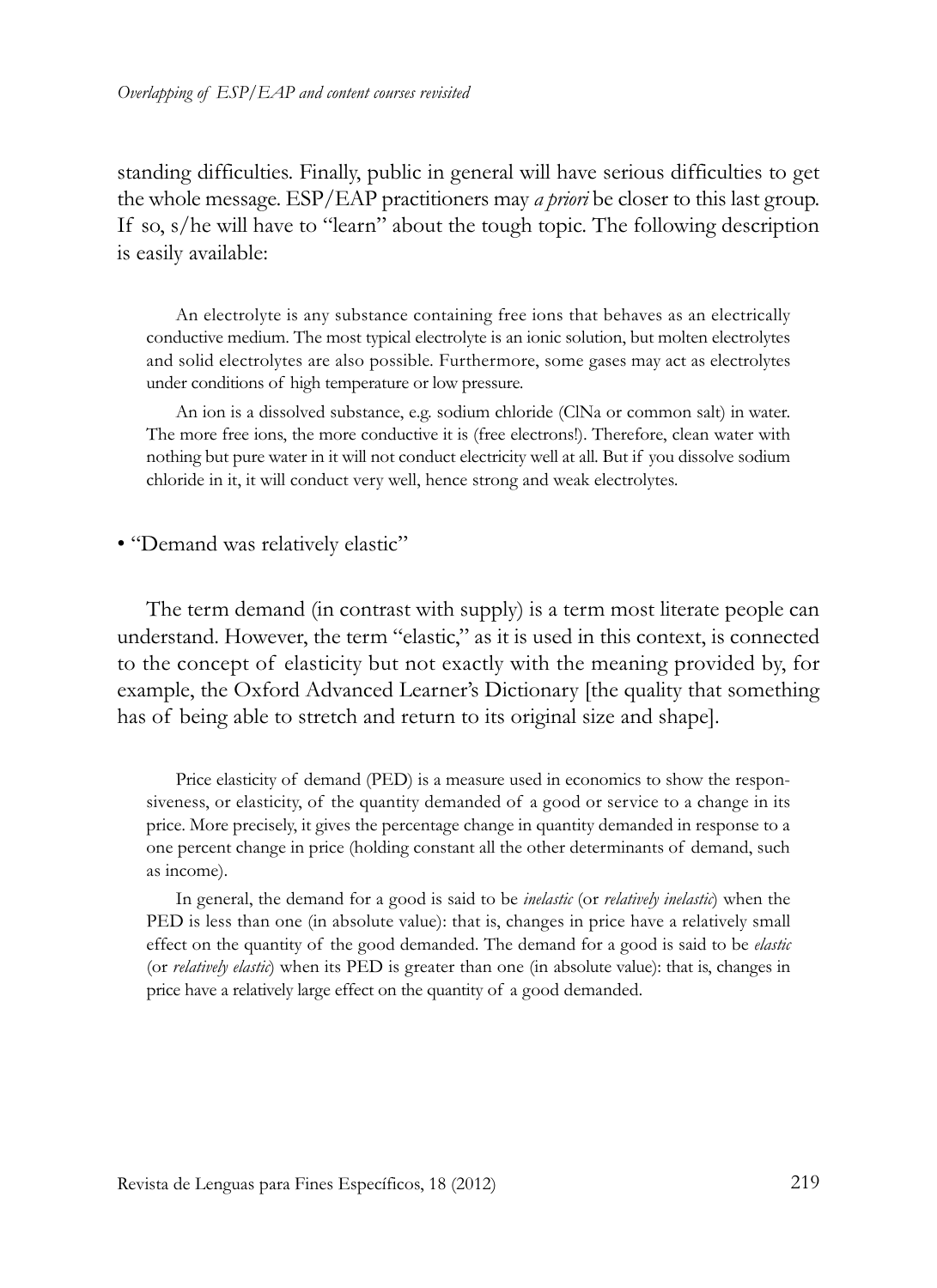standing difficulties. Finally, public in general will have serious difficulties to get the whole message. ESP/EAP practitioners may *a priori* be closer to this last group. If so, s/he will have to "learn" about the tough topic. The following description is easily available:

> An electrolyte is any substance containing free ions that behaves as an electrically conductive medium. The most typical electrolyte is an ionic solution, but molten electrolytes and solid electrolytes are also possible. Furthermore, some gases may act as electrolytes under conditions of high temperature or low pressure.
>
> An ion is a dissolved substance, e.g. sodium chloride (ClNa or common salt) in water. The more free ions, the more conductive it is (free electrons!). Therefore, clean water with nothing but pure water in it will not conduct electricity well at all. But if you dissolve sodium chloride in it, it will conduct very well, hence strong and weak electrolytes.

• "Demand was relatively elastic"

The term demand (in contrast with supply) is a term most literate people can understand. However, the term "elastic," as it is used in this context, is connected to the concept of elasticity but not exactly with the meaning provided by, for example, the Oxford Advanced Learner's Dictionary [the quality that something has of being able to stretch and return to its original size and shape].

> Price elasticity of demand (PED) is a measure used in economics to show the responsiveness, or elasticity, of the quantity demanded of a good or service to a change in its price. More precisely, it gives the percentage change in quantity demanded in response to a one percent change in price (holding constant all the other determinants of demand, such as income).
>
> In general, the demand for a good is said to be *inelastic* (or *relatively inelastic*) when the PED is less than one (in absolute value): that is, changes in price have a relatively small effect on the quantity of the good demanded. The demand for a good is said to be *elastic* (or *relatively elastic*) when its PED is greater than one (in absolute value): that is, changes in price have a relatively large effect on the quantity of a good demanded.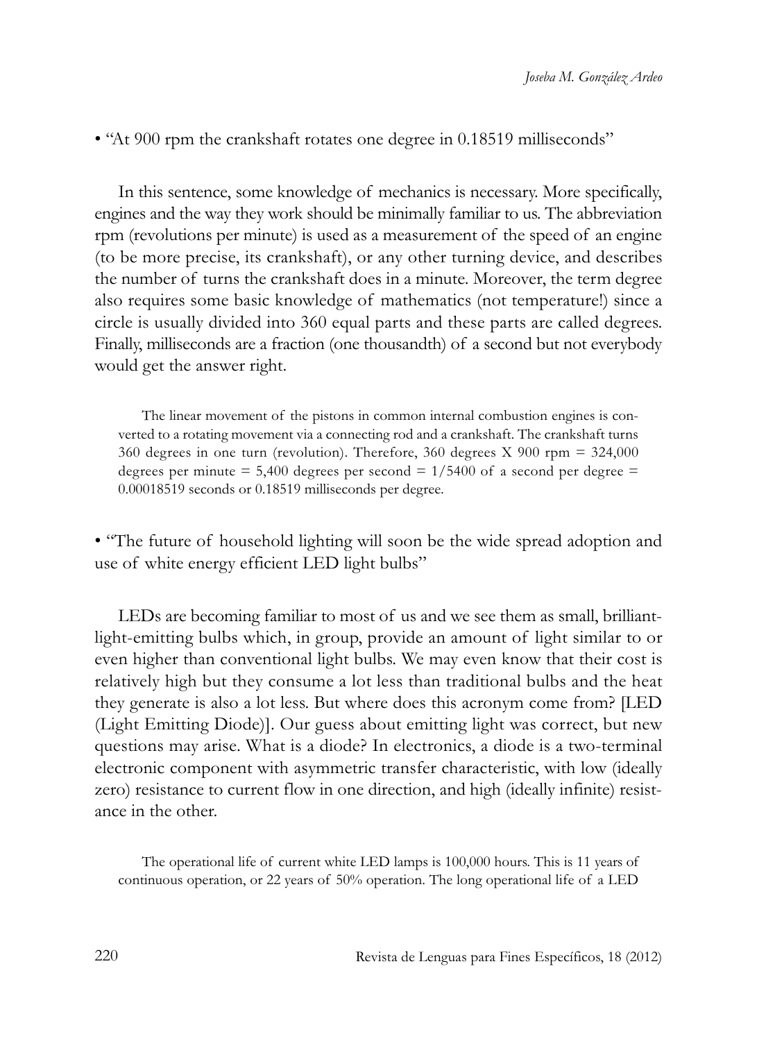• "At 900 rpm the crankshaft rotates one degree in 0.18519 milliseconds"

In this sentence, some knowledge of mechanics is necessary. More specifically, engines and the way they work should be minimally familiar to us. The abbreviation rpm (revolutions per minute) is used as a measurement of the speed of an engine (to be more precise, its crankshaft), or any other turning device, and describes the number of turns the crankshaft does in a minute. Moreover, the term degree also requires some basic knowledge of mathematics (not temperature!) since a circle is usually divided into 360 equal parts and these parts are called degrees. Finally, milliseconds are a fraction (one thousandth) of a second but not everybody would get the answer right.

> The linear movement of the pistons in common internal combustion engines is converted to a rotating movement via a connecting rod and a crankshaft. The crankshaft turns 360 degrees in one turn (revolution). Therefore, 360 degrees X 900 rpm = 324,000 degrees per minute = 5,400 degrees per second = 1/5400 of a second per degree = 0.00018519 seconds or 0.18519 milliseconds per degree.

• "The future of household lighting will soon be the wide spread adoption and use of white energy efficient LED light bulbs"

LEDs are becoming familiar to most of us and we see them as small, brilliant-light-emitting bulbs which, in group, provide an amount of light similar to or even higher than conventional light bulbs. We may even know that their cost is relatively high but they consume a lot less than traditional bulbs and the heat they generate is also a lot less. But where does this acronym come from? [LED (Light Emitting Diode)]. Our guess about emitting light was correct, but new questions may arise. What is a diode? In electronics, a diode is a two-terminal electronic component with asymmetric transfer characteristic, with low (ideally zero) resistance to current flow in one direction, and high (ideally infinite) resistance in the other.

> The operational life of current white LED lamps is 100,000 hours. This is 11 years of continuous operation, or 22 years of 50% operation. The long operational life of a LED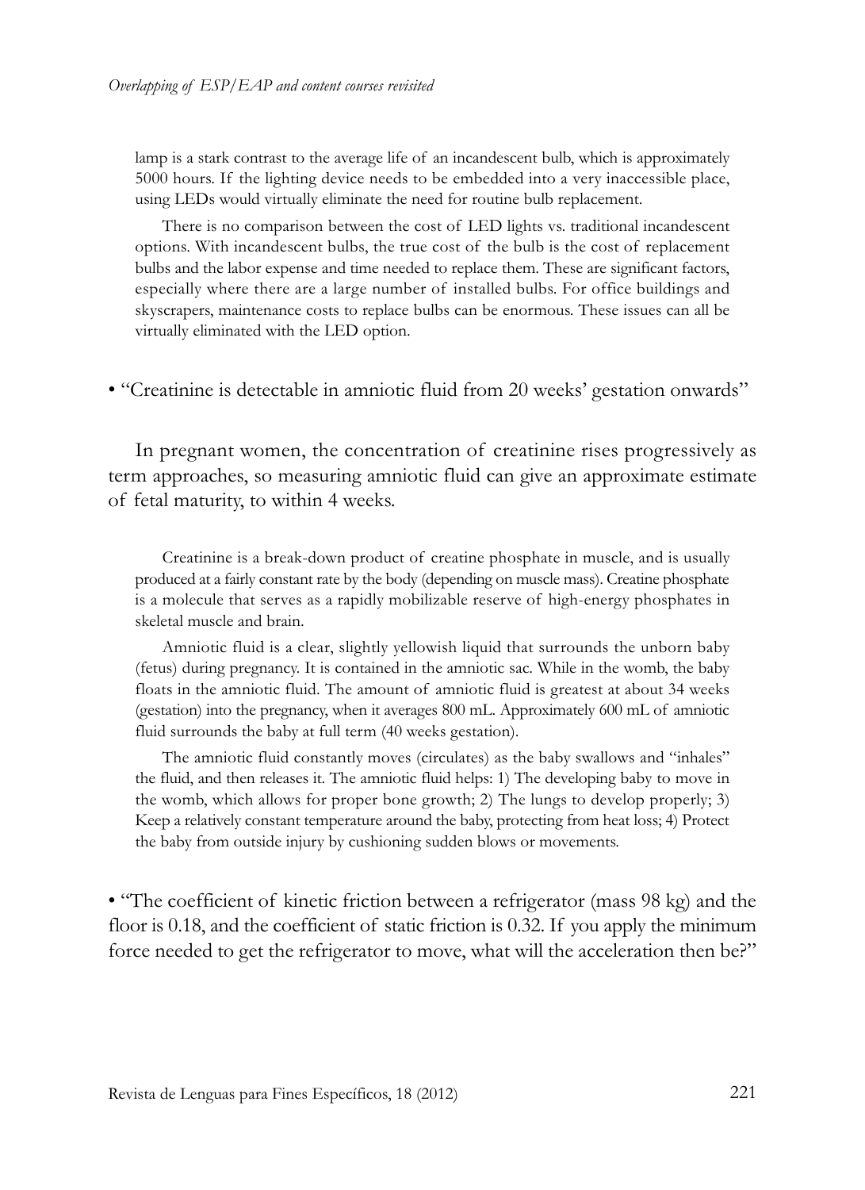lamp is a stark contrast to the average life of an incandescent bulb, which is approximately 5000 hours. If the lighting device needs to be embedded into a very inaccessible place, using LEDs would virtually eliminate the need for routine bulb replacement.

There is no comparison between the cost of LED lights vs. traditional incandescent options. With incandescent bulbs, the true cost of the bulb is the cost of replacement bulbs and the labor expense and time needed to replace them. These are significant factors, especially where there are a large number of installed bulbs. For office buildings and skyscrapers, maintenance costs to replace bulbs can be enormous. These issues can all be virtually eliminated with the LED option.

- "Creatinine is detectable in amniotic fluid from 20 weeks' gestation onwards"

In pregnant women, the concentration of creatinine rises progressively as term approaches, so measuring amniotic fluid can give an approximate estimate of fetal maturity, to within 4 weeks.

Creatinine is a break-down product of creatine phosphate in muscle, and is usually produced at a fairly constant rate by the body (depending on muscle mass). Creatine phosphate is a molecule that serves as a rapidly mobilizable reserve of high-energy phosphates in skeletal muscle and brain.

Amniotic fluid is a clear, slightly yellowish liquid that surrounds the unborn baby (fetus) during pregnancy. It is contained in the amniotic sac. While in the womb, the baby floats in the amniotic fluid. The amount of amniotic fluid is greatest at about 34 weeks (gestation) into the pregnancy, when it averages 800 mL. Approximately 600 mL of amniotic fluid surrounds the baby at full term (40 weeks gestation).

The amniotic fluid constantly moves (circulates) as the baby swallows and "inhales" the fluid, and then releases it. The amniotic fluid helps: 1) The developing baby to move in the womb, which allows for proper bone growth; 2) The lungs to develop properly; 3) Keep a relatively constant temperature around the baby, protecting from heat loss; 4) Protect the baby from outside injury by cushioning sudden blows or movements.

- "The coefficient of kinetic friction between a refrigerator (mass 98 kg) and the floor is 0.18, and the coefficient of static friction is 0.32. If you apply the minimum force needed to get the refrigerator to move, what will the acceleration then be?"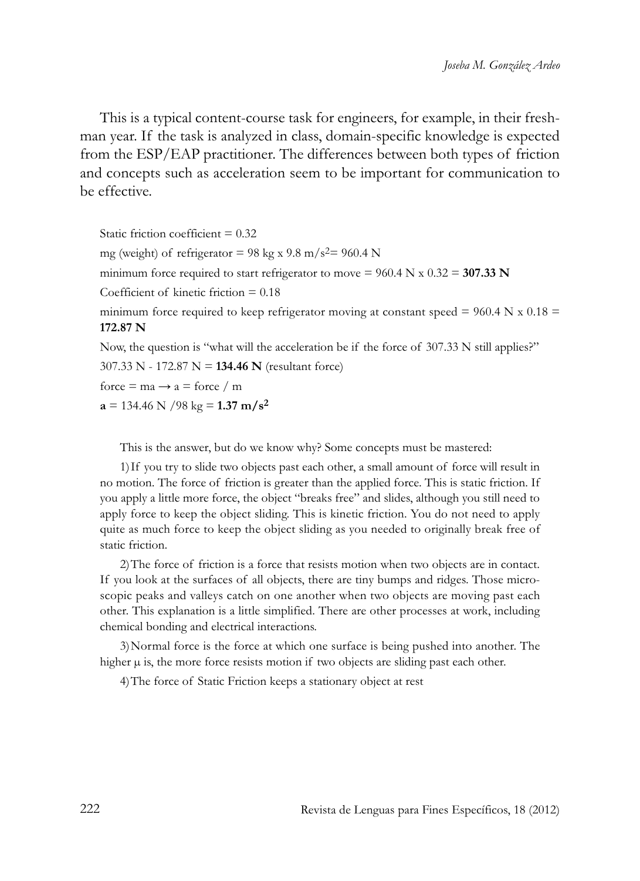This is a typical content-course task for engineers, for example, in their freshman year. If the task is analyzed in class, domain-specific knowledge is expected from the ESP/EAP practitioner. The differences between both types of friction and concepts such as acceleration seem to be important for communication to be effective.

Static friction coefficient = 0.32

mg (weight) of refrigerator = 98 kg x 9.8 m/s$^2$= 960.4 N

minimum force required to start refrigerator to move = 960.4 N x 0.32 = **307.33 N**

Coefficient of kinetic friction = 0.18

minimum force required to keep refrigerator moving at constant speed = 960.4 N x 0.18 = **172.87 N**

Now, the question is "what will the acceleration be if the force of 307.33 N still applies?"

307.33 N - 172.87 N = **134.46 N** (resultant force)

force = ma → a = force / m

**a** = 134.46 N /98 kg = **1.37 m/s$^2$**

This is the answer, but do we know why? Some concepts must be mastered:

1) If you try to slide two objects past each other, a small amount of force will result in no motion. The force of friction is greater than the applied force. This is static friction. If you apply a little more force, the object "breaks free" and slides, although you still need to apply force to keep the object sliding. This is kinetic friction. You do not need to apply quite as much force to keep the object sliding as you needed to originally break free of static friction.

2) The force of friction is a force that resists motion when two objects are in contact. If you look at the surfaces of all objects, there are tiny bumps and ridges. Those microscopic peaks and valleys catch on one another when two objects are moving past each other. This explanation is a little simplified. There are other processes at work, including chemical bonding and electrical interactions.

3) Normal force is the force at which one surface is being pushed into another. The higher $\mu$ is, the more force resists motion if two objects are sliding past each other.

4) The force of Static Friction keeps a stationary object at rest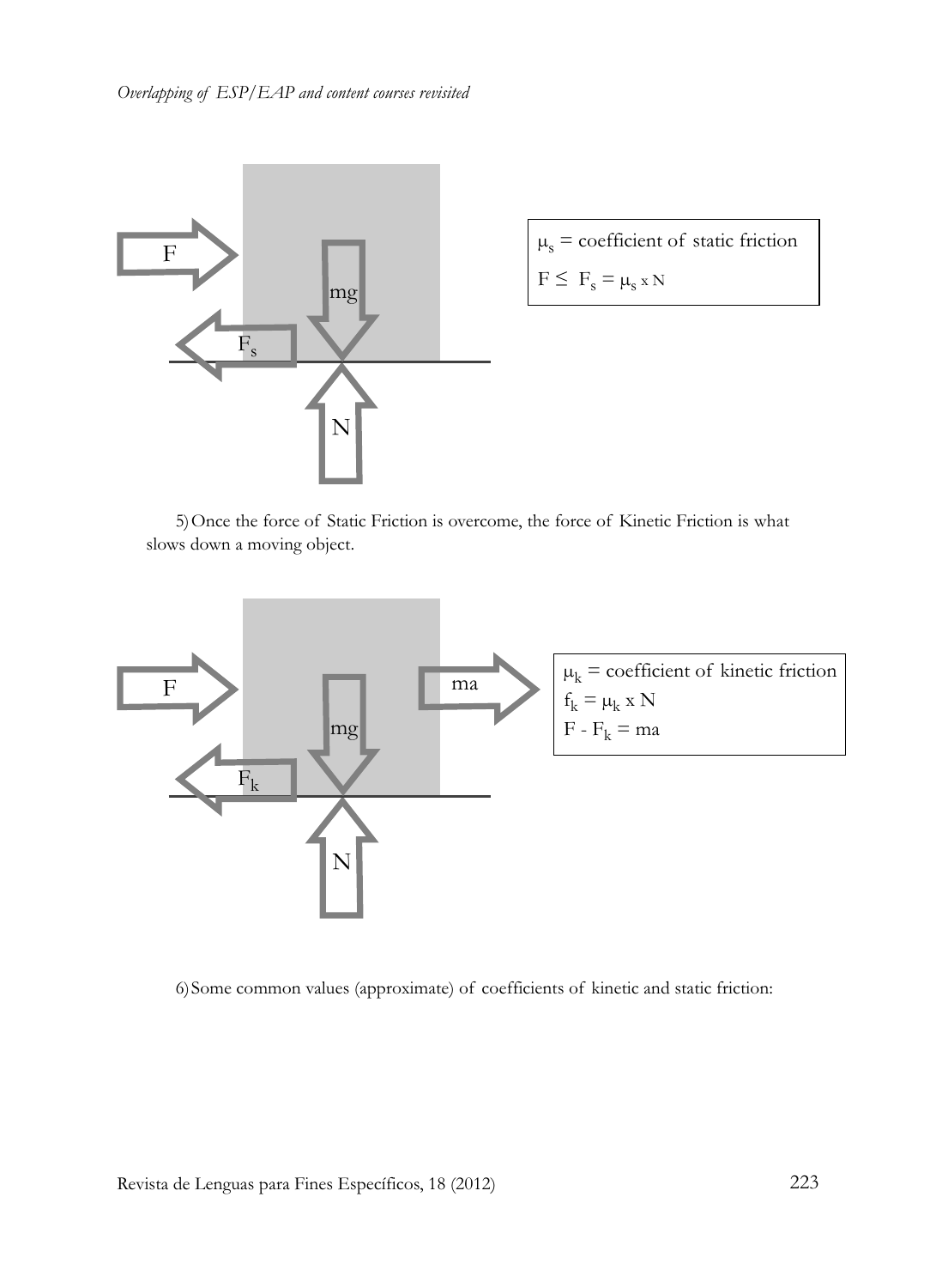$\mu_s$ = coefficient of static friction

$F \leq F_s = \mu_s \times N$

5) Once the force of Static Friction is overcome, the force of Kinetic Friction is what slows down a moving object.

$\mu_k$ = coefficient of kinetic friction

$f_k = \mu_k \times N$

$F - F_k = ma$

6) Some common values (approximate) of coefficients of kinetic and static friction: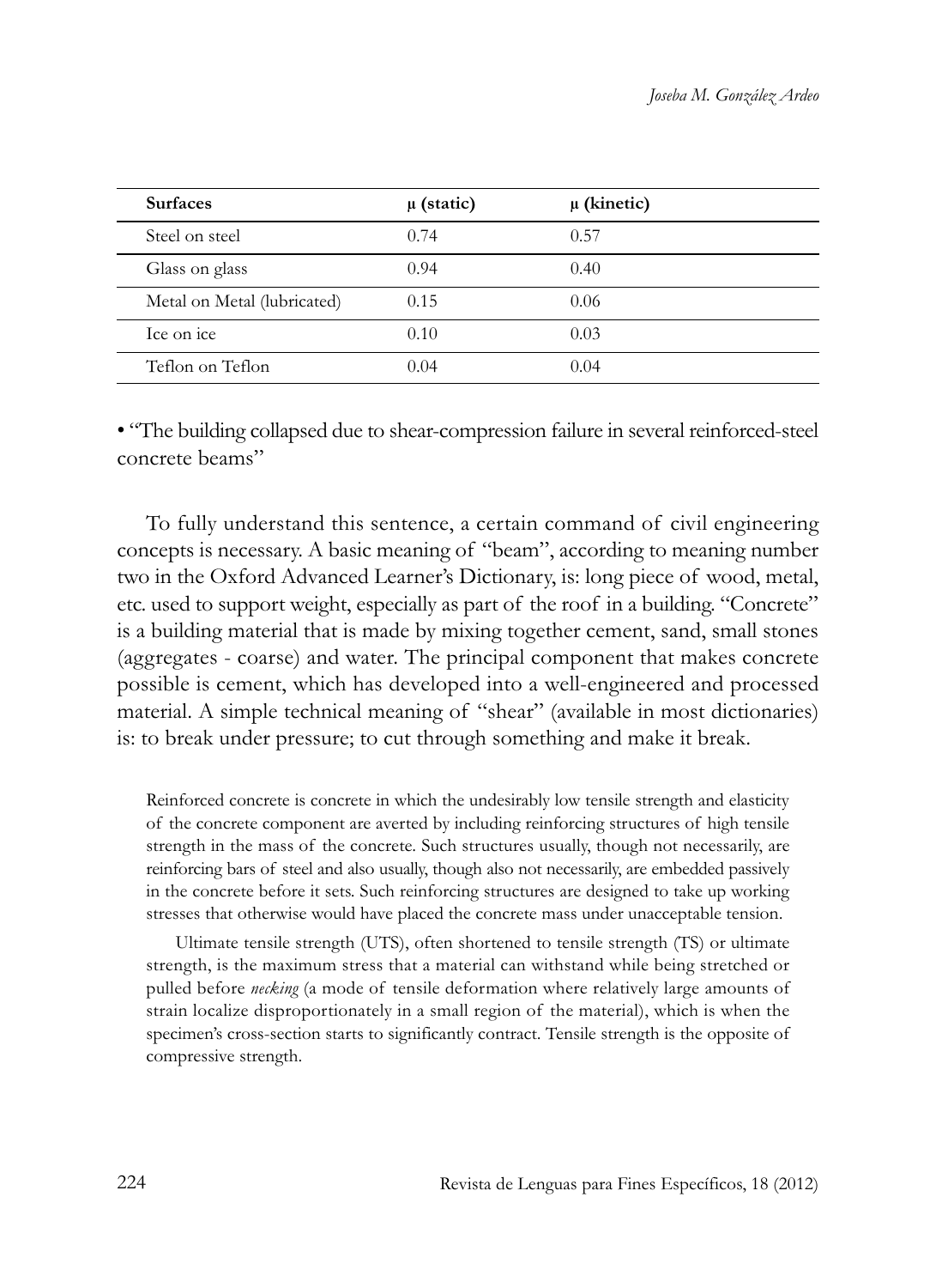| **Surfaces** | **μ (static)** | **μ (kinetic)** |
|---|---|---|
| Steel on steel | 0.74 | 0.57 |
| Glass on glass | 0.94 | 0.40 |
| Metal on Metal (lubricated) | 0.15 | 0.06 |
| Ice on ice | 0.10 | 0.03 |
| Teflon on Teflon | 0.04 | 0.04 |

- "The building collapsed due to shear-compression failure in several reinforced-steel concrete beams"

To fully understand this sentence, a certain command of civil engineering concepts is necessary. A basic meaning of "beam", according to meaning number two in the Oxford Advanced Learner's Dictionary, is: long piece of wood, metal, etc. used to support weight, especially as part of the roof in a building. "Concrete" is a building material that is made by mixing together cement, sand, small stones (aggregates - coarse) and water. The principal component that makes concrete possible is cement, which has developed into a well-engineered and processed material. A simple technical meaning of "shear" (available in most dictionaries) is: to break under pressure; to cut through something and make it break.

> Reinforced concrete is concrete in which the undesirably low tensile strength and elasticity of the concrete component are averted by including reinforcing structures of high tensile strength in the mass of the concrete. Such structures usually, though not necessarily, are reinforcing bars of steel and also usually, though also not necessarily, are embedded passively in the concrete before it sets. Such reinforcing structures are designed to take up working stresses that otherwise would have placed the concrete mass under unacceptable tension.
>
> Ultimate tensile strength (UTS), often shortened to tensile strength (TS) or ultimate strength, is the maximum stress that a material can withstand while being stretched or pulled before *necking* (a mode of tensile deformation where relatively large amounts of strain localize disproportionately in a small region of the material), which is when the specimen's cross-section starts to significantly contract. Tensile strength is the opposite of compressive strength.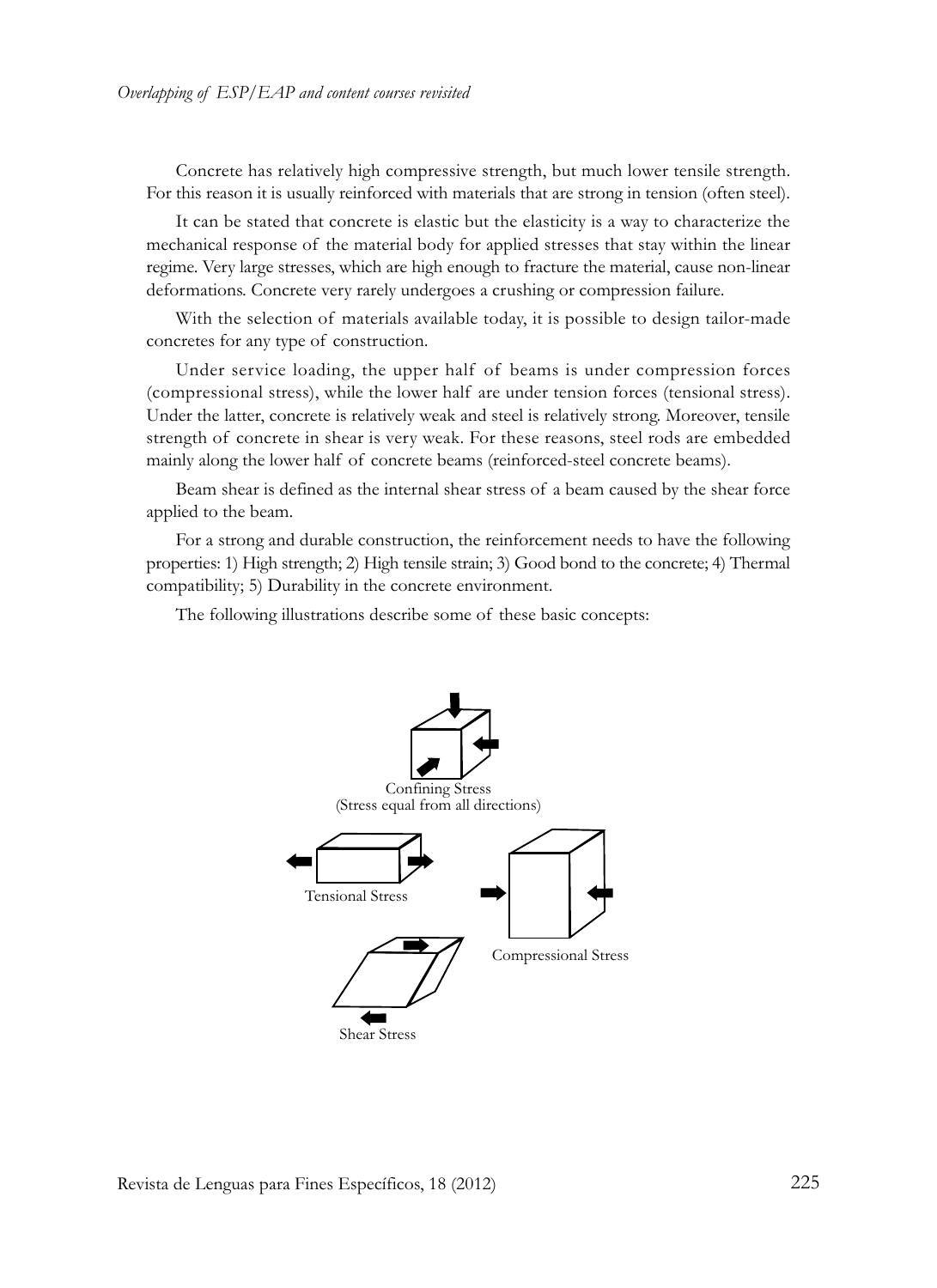Concrete has relatively high compressive strength, but much lower tensile strength. For this reason it is usually reinforced with materials that are strong in tension (often steel).

It can be stated that concrete is elastic but the elasticity is a way to characterize the mechanical response of the material body for applied stresses that stay within the linear regime. Very large stresses, which are high enough to fracture the material, cause non-linear deformations. Concrete very rarely undergoes a crushing or compression failure.

With the selection of materials available today, it is possible to design tailor-made concretes for any type of construction.

Under service loading, the upper half of beams is under compression forces (compressional stress), while the lower half are under tension forces (tensional stress). Under the latter, concrete is relatively weak and steel is relatively strong. Moreover, tensile strength of concrete in shear is very weak. For these reasons, steel rods are embedded mainly along the lower half of concrete beams (reinforced-steel concrete beams).

Beam shear is defined as the internal shear stress of a beam caused by the shear force applied to the beam.

For a strong and durable construction, the reinforcement needs to have the following properties: 1) High strength; 2) High tensile strain; 3) Good bond to the concrete; 4) Thermal compatibility; 5) Durability in the concrete environment.

The following illustrations describe some of these basic concepts:

Confining Stress
(Stress equal from all directions)

Tensional Stress

Compressional Stress

Shear Stress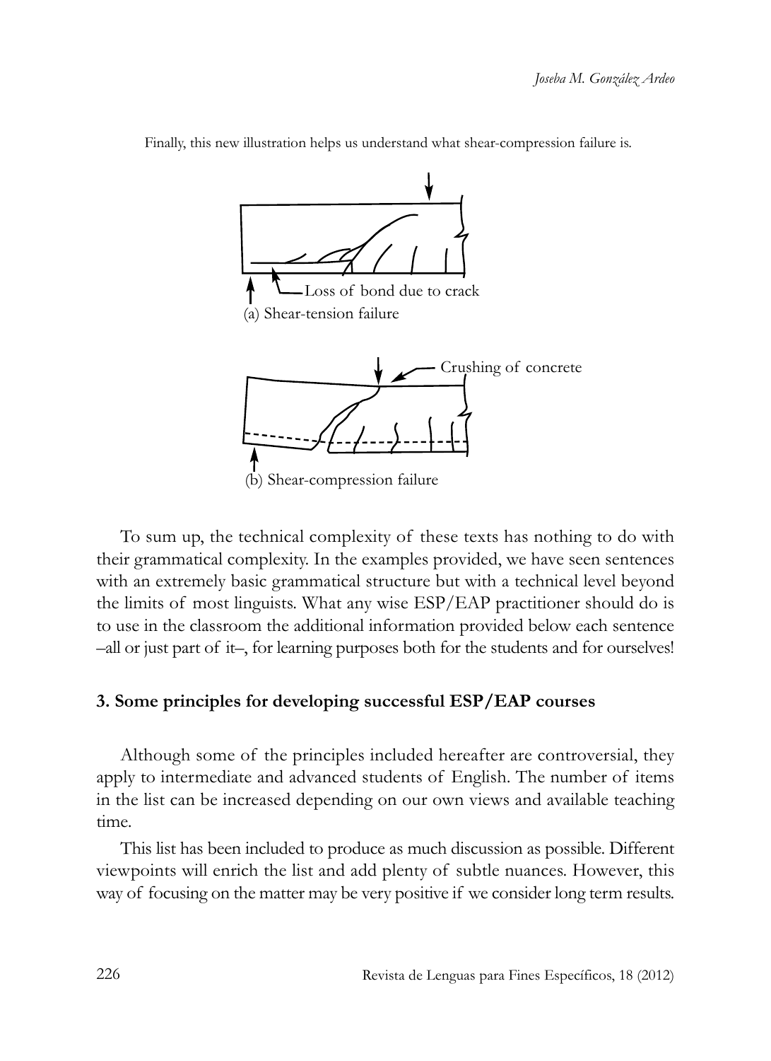Finally, this new illustration helps us understand what shear-compression failure is.

Loss of bond due to crack

(a) Shear-tension failure

Crushing of concrete

(b) Shear-compression failure

To sum up, the technical complexity of these texts has nothing to do with their grammatical complexity. In the examples provided, we have seen sentences with an extremely basic grammatical structure but with a technical level beyond the limits of most linguists. What any wise ESP/EAP practitioner should do is to use in the classroom the additional information provided below each sentence –all or just part of it–, for learning purposes both for the students and for ourselves!

## 3. Some principles for developing successful ESP/EAP courses

Although some of the principles included hereafter are controversial, they apply to intermediate and advanced students of English. The number of items in the list can be increased depending on our own views and available teaching time.

This list has been included to produce as much discussion as possible. Different viewpoints will enrich the list and add plenty of subtle nuances. However, this way of focusing on the matter may be very positive if we consider long term results.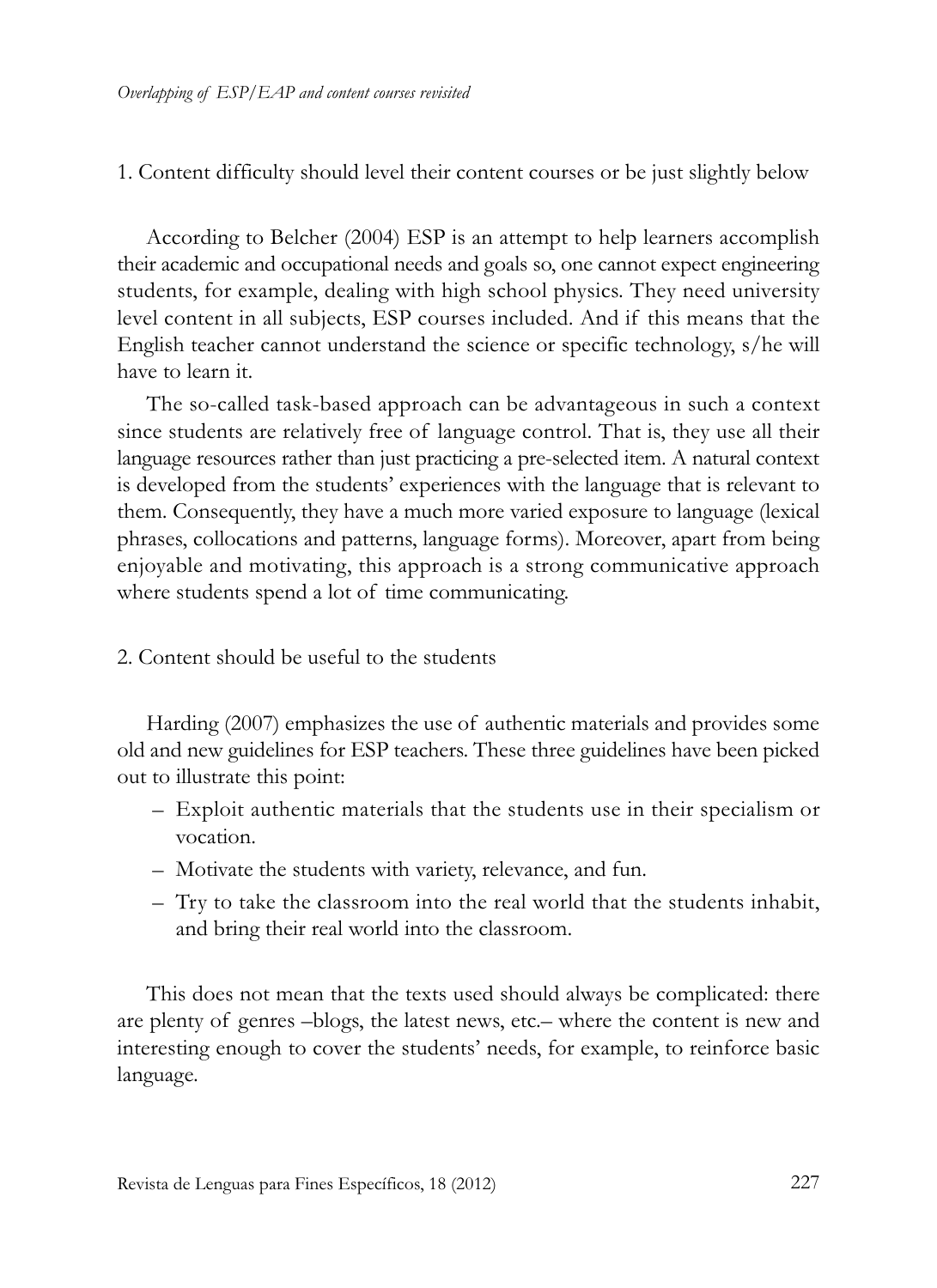1. Content difficulty should level their content courses or be just slightly below

According to Belcher (2004) ESP is an attempt to help learners accomplish their academic and occupational needs and goals so, one cannot expect engineering students, for example, dealing with high school physics. They need university level content in all subjects, ESP courses included. And if this means that the English teacher cannot understand the science or specific technology, s/he will have to learn it.

The so-called task-based approach can be advantageous in such a context since students are relatively free of language control. That is, they use all their language resources rather than just practicing a pre-selected item. A natural context is developed from the students' experiences with the language that is relevant to them. Consequently, they have a much more varied exposure to language (lexical phrases, collocations and patterns, language forms). Moreover, apart from being enjoyable and motivating, this approach is a strong communicative approach where students spend a lot of time communicating.

2. Content should be useful to the students

Harding (2007) emphasizes the use of authentic materials and provides some old and new guidelines for ESP teachers. These three guidelines have been picked out to illustrate this point:

- Exploit authentic materials that the students use in their specialism or vocation.
- Motivate the students with variety, relevance, and fun.
- Try to take the classroom into the real world that the students inhabit, and bring their real world into the classroom.

This does not mean that the texts used should always be complicated: there are plenty of genres –blogs, the latest news, etc.– where the content is new and interesting enough to cover the students' needs, for example, to reinforce basic language.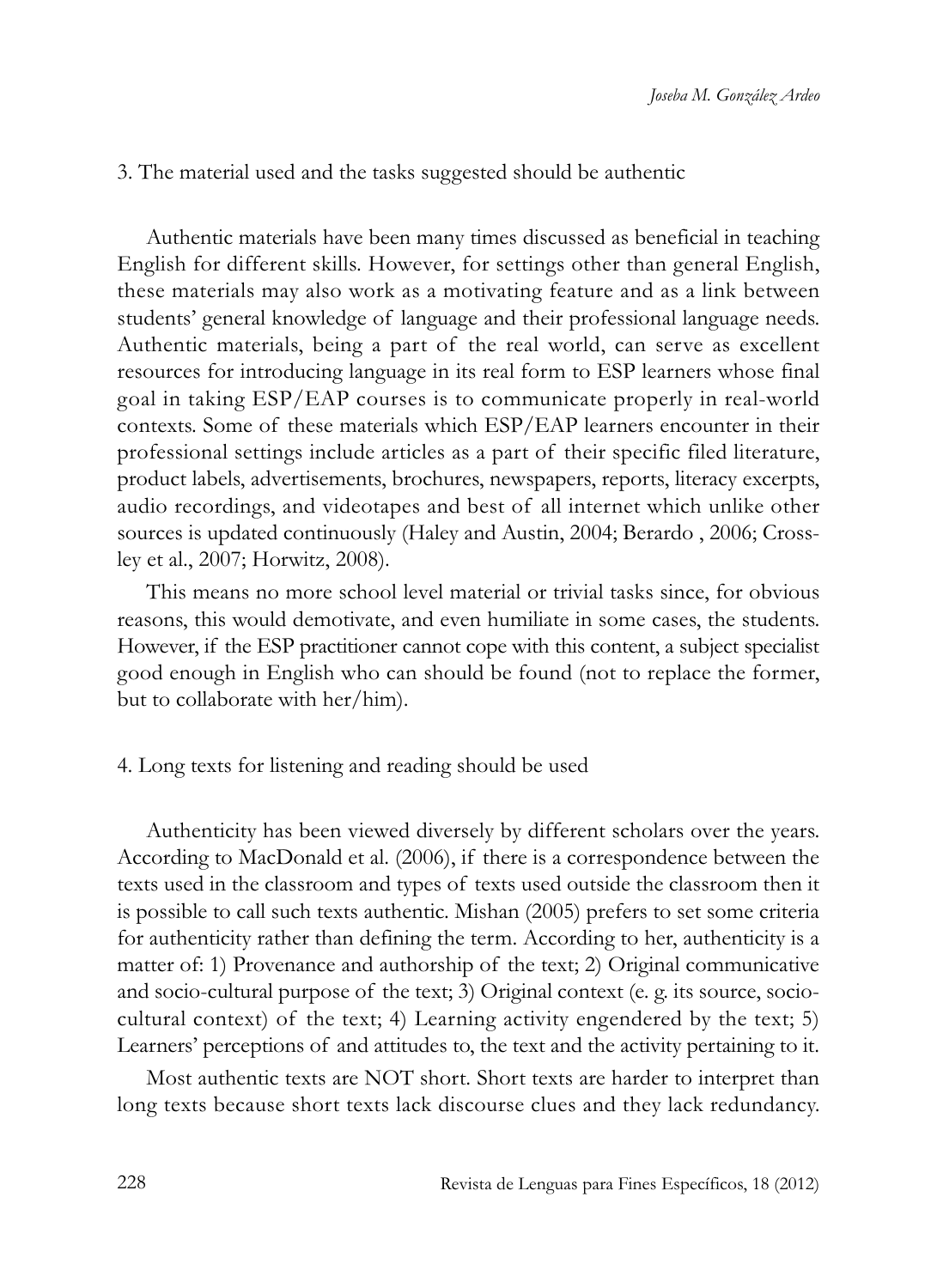3. The material used and the tasks suggested should be authentic

Authentic materials have been many times discussed as beneficial in teaching English for different skills. However, for settings other than general English, these materials may also work as a motivating feature and as a link between students' general knowledge of language and their professional language needs. Authentic materials, being a part of the real world, can serve as excellent resources for introducing language in its real form to ESP learners whose final goal in taking ESP/EAP courses is to communicate properly in real-world contexts. Some of these materials which ESP/EAP learners encounter in their professional settings include articles as a part of their specific filed literature, product labels, advertisements, brochures, newspapers, reports, literacy excerpts, audio recordings, and videotapes and best of all internet which unlike other sources is updated continuously (Haley and Austin, 2004; Berardo , 2006; Crossley et al., 2007; Horwitz, 2008).

This means no more school level material or trivial tasks since, for obvious reasons, this would demotivate, and even humiliate in some cases, the students. However, if the ESP practitioner cannot cope with this content, a subject specialist good enough in English who can should be found (not to replace the former, but to collaborate with her/him).

4. Long texts for listening and reading should be used

Authenticity has been viewed diversely by different scholars over the years. According to MacDonald et al. (2006), if there is a correspondence between the texts used in the classroom and types of texts used outside the classroom then it is possible to call such texts authentic. Mishan (2005) prefers to set some criteria for authenticity rather than defining the term. According to her, authenticity is a matter of: 1) Provenance and authorship of the text; 2) Original communicative and socio-cultural purpose of the text; 3) Original context (e. g. its source, socio-cultural context) of the text; 4) Learning activity engendered by the text; 5) Learners' perceptions of and attitudes to, the text and the activity pertaining to it.

Most authentic texts are NOT short. Short texts are harder to interpret than long texts because short texts lack discourse clues and they lack redundancy.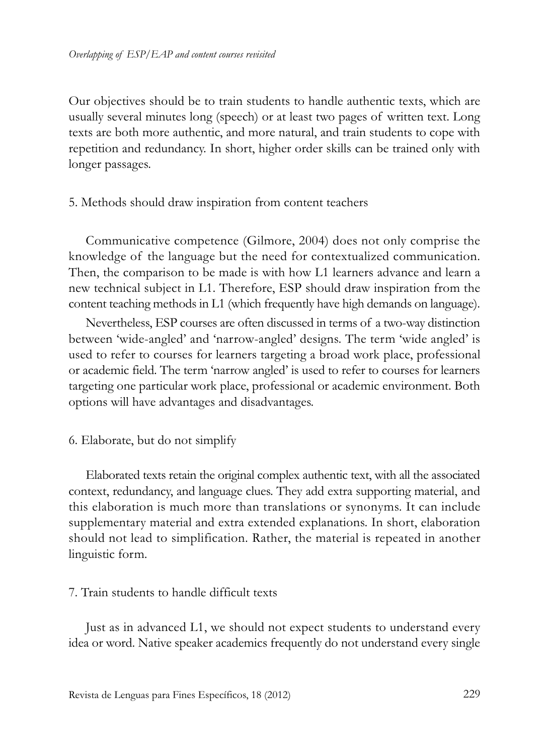Our objectives should be to train students to handle authentic texts, which are usually several minutes long (speech) or at least two pages of written text. Long texts are both more authentic, and more natural, and train students to cope with repetition and redundancy. In short, higher order skills can be trained only with longer passages.

### 5. Methods should draw inspiration from content teachers

Communicative competence (Gilmore, 2004) does not only comprise the knowledge of the language but the need for contextualized communication. Then, the comparison to be made is with how L1 learners advance and learn a new technical subject in L1. Therefore, ESP should draw inspiration from the content teaching methods in L1 (which frequently have high demands on language).

Nevertheless, ESP courses are often discussed in terms of a two-way distinction between 'wide-angled' and 'narrow-angled' designs. The term 'wide angled' is used to refer to courses for learners targeting a broad work place, professional or academic field. The term 'narrow angled' is used to refer to courses for learners targeting one particular work place, professional or academic environment. Both options will have advantages and disadvantages.

### 6. Elaborate, but do not simplify

Elaborated texts retain the original complex authentic text, with all the associated context, redundancy, and language clues. They add extra supporting material, and this elaboration is much more than translations or synonyms. It can include supplementary material and extra extended explanations. In short, elaboration should not lead to simplification. Rather, the material is repeated in another linguistic form.

### 7. Train students to handle difficult texts

Just as in advanced L1, we should not expect students to understand every idea or word. Native speaker academics frequently do not understand every single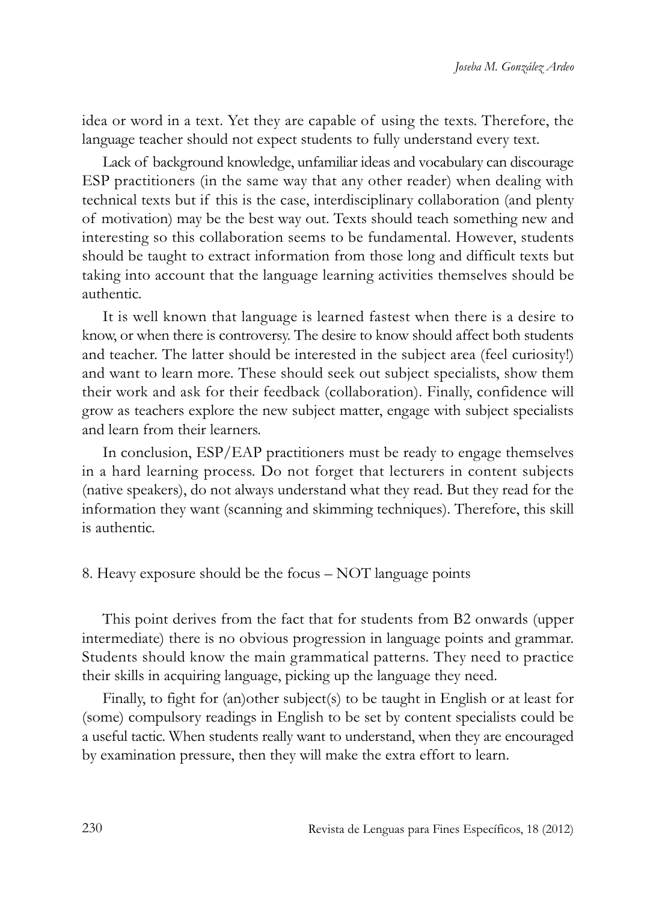idea or word in a text. Yet they are capable of using the texts. Therefore, the language teacher should not expect students to fully understand every text.

Lack of background knowledge, unfamiliar ideas and vocabulary can discourage ESP practitioners (in the same way that any other reader) when dealing with technical texts but if this is the case, interdisciplinary collaboration (and plenty of motivation) may be the best way out. Texts should teach something new and interesting so this collaboration seems to be fundamental. However, students should be taught to extract information from those long and difficult texts but taking into account that the language learning activities themselves should be authentic.

It is well known that language is learned fastest when there is a desire to know, or when there is controversy. The desire to know should affect both students and teacher. The latter should be interested in the subject area (feel curiosity!) and want to learn more. These should seek out subject specialists, show them their work and ask for their feedback (collaboration). Finally, confidence will grow as teachers explore the new subject matter, engage with subject specialists and learn from their learners.

In conclusion, ESP/EAP practitioners must be ready to engage themselves in a hard learning process. Do not forget that lecturers in content subjects (native speakers), do not always understand what they read. But they read for the information they want (scanning and skimming techniques). Therefore, this skill is authentic.

### 8. Heavy exposure should be the focus – NOT language points

This point derives from the fact that for students from B2 onwards (upper intermediate) there is no obvious progression in language points and grammar. Students should know the main grammatical patterns. They need to practice their skills in acquiring language, picking up the language they need.

Finally, to fight for (an)other subject(s) to be taught in English or at least for (some) compulsory readings in English to be set by content specialists could be a useful tactic. When students really want to understand, when they are encouraged by examination pressure, then they will make the extra effort to learn.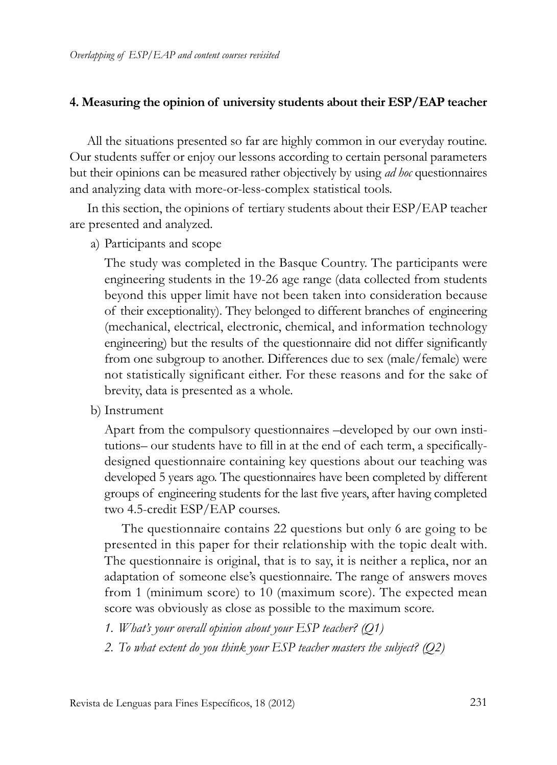## 4. Measuring the opinion of university students about their ESP/EAP teacher

All the situations presented so far are highly common in our everyday routine. Our students suffer or enjoy our lessons according to certain personal parameters but their opinions can be measured rather objectively by using *ad hoc* questionnaires and analyzing data with more-or-less-complex statistical tools.

In this section, the opinions of tertiary students about their ESP/EAP teacher are presented and analyzed.

a) Participants and scope

The study was completed in the Basque Country. The participants were engineering students in the 19-26 age range (data collected from students beyond this upper limit have not been taken into consideration because of their exceptionality). They belonged to different branches of engineering (mechanical, electrical, electronic, chemical, and information technology engineering) but the results of the questionnaire did not differ significantly from one subgroup to another. Differences due to sex (male/female) were not statistically significant either. For these reasons and for the sake of brevity, data is presented as a whole.

b) Instrument

Apart from the compulsory questionnaires –developed by our own institutions– our students have to fill in at the end of each term, a specifically-designed questionnaire containing key questions about our teaching was developed 5 years ago. The questionnaires have been completed by different groups of engineering students for the last five years, after having completed two 4.5-credit ESP/EAP courses.

The questionnaire contains 22 questions but only 6 are going to be presented in this paper for their relationship with the topic dealt with. The questionnaire is original, that is to say, it is neither a replica, nor an adaptation of someone else's questionnaire. The range of answers moves from 1 (minimum score) to 10 (maximum score). The expected mean score was obviously as close as possible to the maximum score.

1. *What's your overall opinion about your ESP teacher? (Q1)*
2. *To what extent do you think your ESP teacher masters the subject? (Q2)*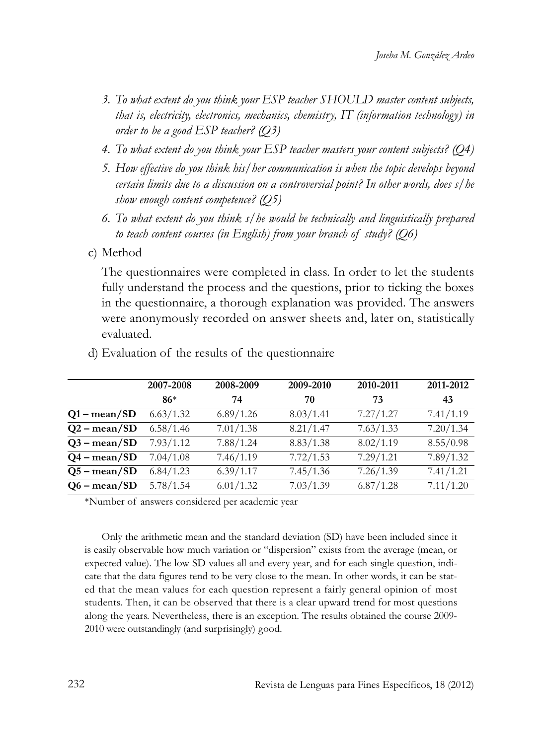3. *To what extent do you think your ESP teacher SHOULD master content subjects, that is, electricity, electronics, mechanics, chemistry, IT (information technology) in order to be a good ESP teacher? (Q3)*
4. *To what extent do you think your ESP teacher masters your content subjects? (Q4)*
5. *How effective do you think his/her communication is when the topic develops beyond certain limits due to a discussion on a controversial point? In other words, does s/he show enough content competence? (Q5)*
6. *To what extent do you think s/he would be technically and linguistically prepared to teach content courses (in English) from your branch of study? (Q6)*

c) Method

The questionnaires were completed in class. In order to let the students fully understand the process and the questions, prior to ticking the boxes in the questionnaire, a thorough explanation was provided. The answers were anonymously recorded on answer sheets and, later on, statistically evaluated.

d) Evaluation of the results of the questionnaire

| | **2007-2008** | **2008-2009** | **2009-2010** | **2010-2011** | **2011-2012** |
|---|---|---|---|---|---|
| | **86*** | **74** | **70** | **73** | **43** |
| **Q1 – mean/SD** | 6.63/1.32 | 6.89/1.26 | 8.03/1.41 | 7.27/1.27 | 7.41/1.19 |
| **Q2 – mean/SD** | 6.58/1.46 | 7.01/1.38 | 8.21/1.47 | 7.63/1.33 | 7.20/1.34 |
| **Q3 – mean/SD** | 7.93/1.12 | 7.88/1.24 | 8.83/1.38 | 8.02/1.19 | 8.55/0.98 |
| **Q4 – mean/SD** | 7.04/1.08 | 7.46/1.19 | 7.72/1.53 | 7.29/1.21 | 7.89/1.32 |
| **Q5 – mean/SD** | 6.84/1.23 | 6.39/1.17 | 7.45/1.36 | 7.26/1.39 | 7.41/1.21 |
| **Q6 – mean/SD** | 5.78/1.54 | 6.01/1.32 | 7.03/1.39 | 6.87/1.28 | 7.11/1.20 |

*Number of answers considered per academic year

Only the arithmetic mean and the standard deviation (SD) have been included since it is easily observable how much variation or "dispersion" exists from the average (mean, or expected value). The low SD values all and every year, and for each single question, indicate that the data figures tend to be very close to the mean. In other words, it can be stated that the mean values for each question represent a fairly general opinion of most students. Then, it can be observed that there is a clear upward trend for most questions along the years. Nevertheless, there is an exception. The results obtained the course 2009-2010 were outstandingly (and surprisingly) good.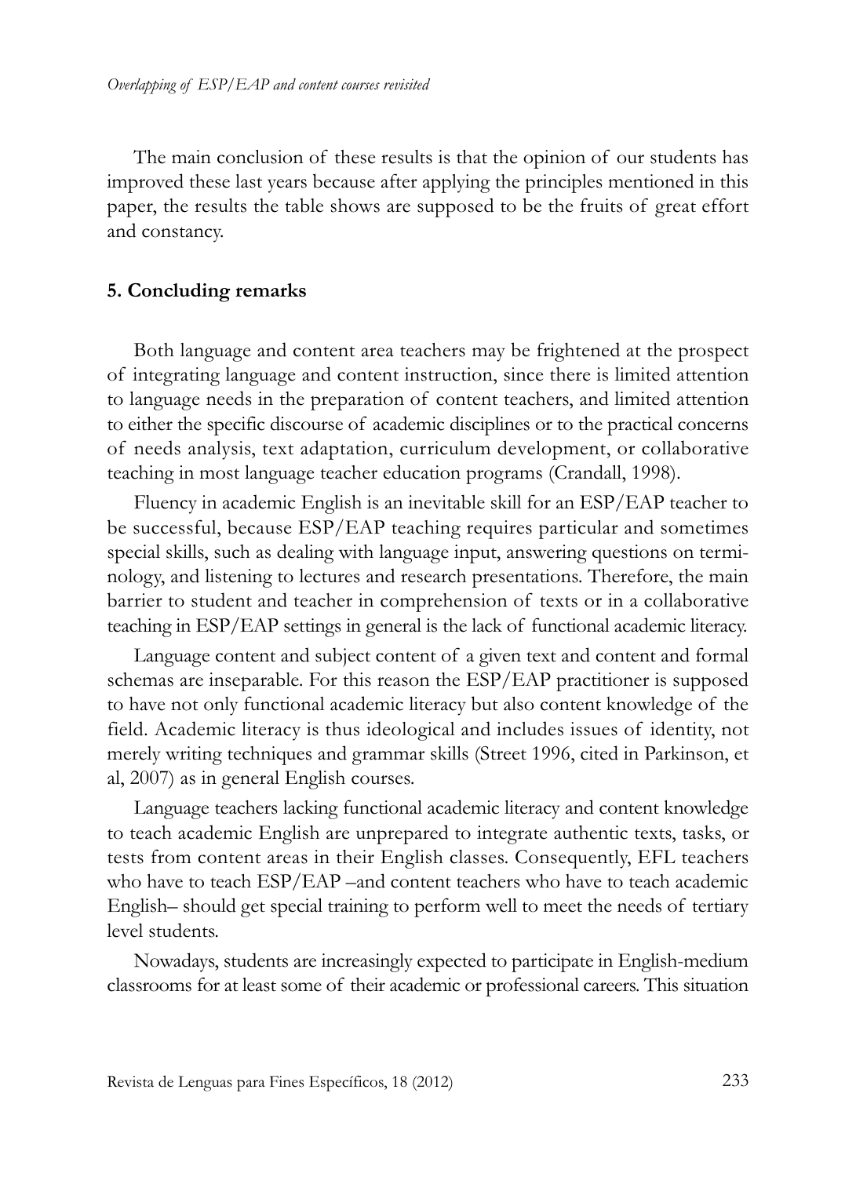The main conclusion of these results is that the opinion of our students has improved these last years because after applying the principles mentioned in this paper, the results the table shows are supposed to be the fruits of great effort and constancy.

## 5. Concluding remarks

Both language and content area teachers may be frightened at the prospect of integrating language and content instruction, since there is limited attention to language needs in the preparation of content teachers, and limited attention to either the specific discourse of academic disciplines or to the practical concerns of needs analysis, text adaptation, curriculum development, or collaborative teaching in most language teacher education programs (Crandall, 1998).

Fluency in academic English is an inevitable skill for an ESP/EAP teacher to be successful, because ESP/EAP teaching requires particular and sometimes special skills, such as dealing with language input, answering questions on terminology, and listening to lectures and research presentations. Therefore, the main barrier to student and teacher in comprehension of texts or in a collaborative teaching in ESP/EAP settings in general is the lack of functional academic literacy.

Language content and subject content of a given text and content and formal schemas are inseparable. For this reason the ESP/EAP practitioner is supposed to have not only functional academic literacy but also content knowledge of the field. Academic literacy is thus ideological and includes issues of identity, not merely writing techniques and grammar skills (Street 1996, cited in Parkinson, et al, 2007) as in general English courses.

Language teachers lacking functional academic literacy and content knowledge to teach academic English are unprepared to integrate authentic texts, tasks, or tests from content areas in their English classes. Consequently, EFL teachers who have to teach ESP/EAP –and content teachers who have to teach academic English– should get special training to perform well to meet the needs of tertiary level students.

Nowadays, students are increasingly expected to participate in English-medium classrooms for at least some of their academic or professional careers. This situation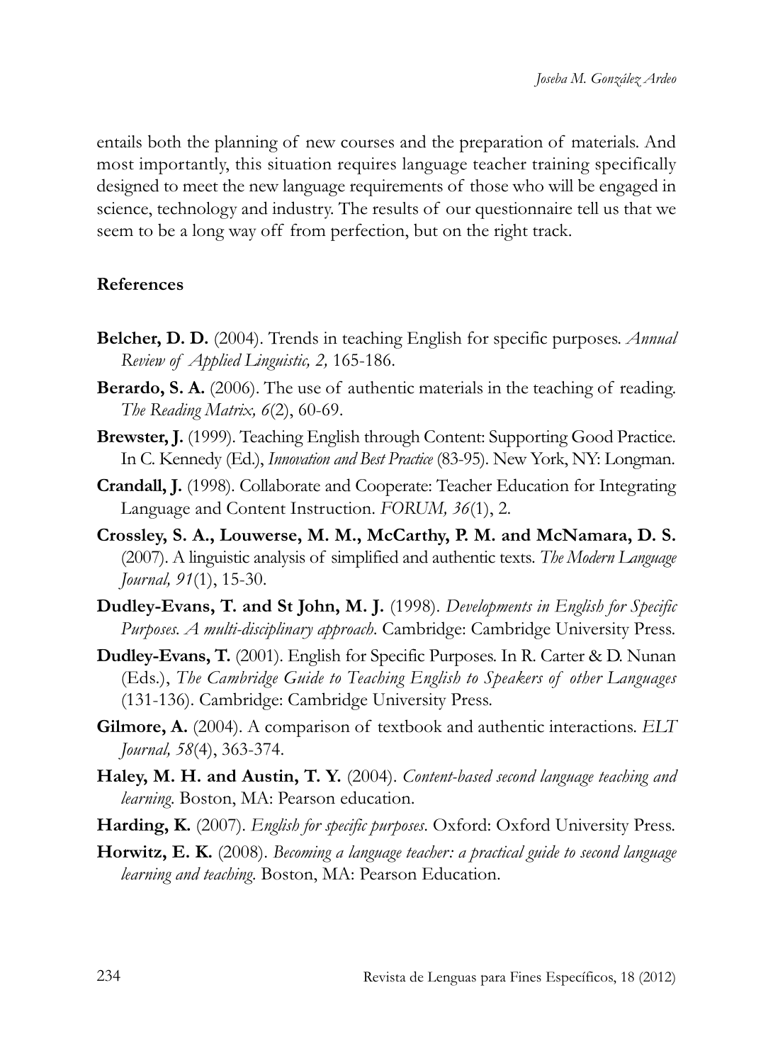entails both the planning of new courses and the preparation of materials. And most importantly, this situation requires language teacher training specifically designed to meet the new language requirements of those who will be engaged in science, technology and industry. The results of our questionnaire tell us that we seem to be a long way off from perfection, but on the right track.

## References

**Belcher, D. D.** (2004). Trends in teaching English for specific purposes. *Annual Review of Applied Linguistic, 2,* 165-186.

**Berardo, S. A.** (2006). The use of authentic materials in the teaching of reading. *The Reading Matrix, 6*(2), 60-69.

**Brewster, J.** (1999). Teaching English through Content: Supporting Good Practice. In C. Kennedy (Ed.), *Innovation and Best Practice* (83-95). New York, NY: Longman.

**Crandall, J.** (1998). Collaborate and Cooperate: Teacher Education for Integrating Language and Content Instruction. *FORUM, 36*(1), 2.

**Crossley, S. A., Louwerse, M. M., McCarthy, P. M. and McNamara, D. S.** (2007). A linguistic analysis of simplified and authentic texts. *The Modern Language Journal, 91*(1), 15-30.

**Dudley-Evans, T. and St John, M. J.** (1998). *Developments in English for Specific Purposes. A multi-disciplinary approach.* Cambridge: Cambridge University Press.

**Dudley-Evans, T.** (2001). English for Specific Purposes. In R. Carter & D. Nunan (Eds.), *The Cambridge Guide to Teaching English to Speakers of other Languages* (131-136). Cambridge: Cambridge University Press.

**Gilmore, A.** (2004). A comparison of textbook and authentic interactions. *ELT Journal, 58*(4), 363-374.

**Haley, M. H. and Austin, T. Y.** (2004). *Content-based second language teaching and learning.* Boston, MA: Pearson education.

**Harding, K.** (2007). *English for specific purposes.* Oxford: Oxford University Press.

**Horwitz, E. K.** (2008). *Becoming a language teacher: a practical guide to second language learning and teaching.* Boston, MA: Pearson Education.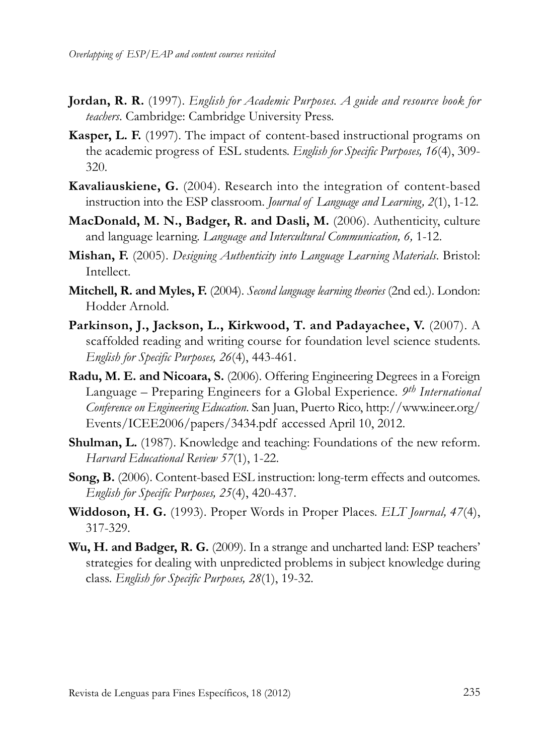**Jordan, R. R.** (1997). *English for Academic Purposes. A guide and resource book for teachers*. Cambridge: Cambridge University Press.

**Kasper, L. F.** (1997). The impact of content-based instructional programs on the academic progress of ESL students. *English for Specific Purposes, 16*(4), 309-320.

**Kavaliauskiene, G.** (2004). Research into the integration of content-based instruction into the ESP classroom. *Journal of Language and Learning, 2*(1), 1-12.

**MacDonald, M. N., Badger, R. and Dasli, M.** (2006). Authenticity, culture and language learning. *Language and Intercultural Communication, 6,* 1-12.

**Mishan, F.** (2005). *Designing Authenticity into Language Learning Materials*. Bristol: Intellect.

**Mitchell, R. and Myles, F.** (2004). *Second language learning theories* (2nd ed.). London: Hodder Arnold.

**Parkinson, J., Jackson, L., Kirkwood, T. and Padayachee, V.** (2007). A scaffolded reading and writing course for foundation level science students. *English for Specific Purposes, 26*(4), 443-461.

**Radu, M. E. and Nicoara, S.** (2006). Offering Engineering Degrees in a Foreign Language – Preparing Engineers for a Global Experience. *9th International Conference on Engineering Education*. San Juan, Puerto Rico, http://www.ineer.org/Events/ICEE2006/papers/3434.pdf accessed April 10, 2012.

**Shulman, L.** (1987). Knowledge and teaching: Foundations of the new reform. *Harvard Educational Review 57*(1), 1-22.

**Song, B.** (2006). Content-based ESL instruction: long-term effects and outcomes. *English for Specific Purposes, 25*(4), 420-437.

**Widdoson, H. G.** (1993). Proper Words in Proper Places. *ELT Journal, 47*(4), 317-329.

**Wu, H. and Badger, R. G.** (2009). In a strange and uncharted land: ESP teachers' strategies for dealing with unpredicted problems in subject knowledge during class. *English for Specific Purposes, 28*(1), 19-32.